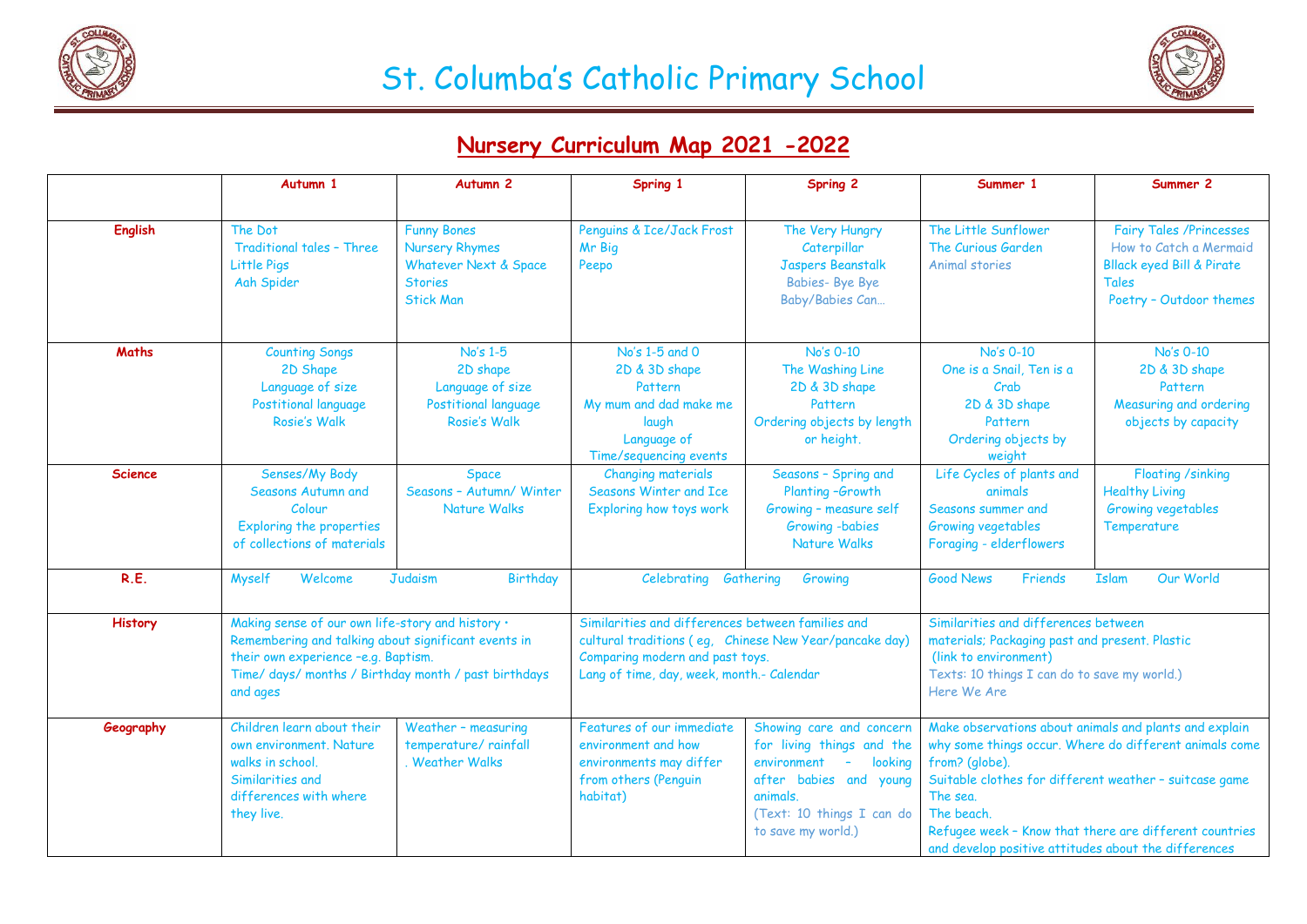# St. Columba's Catholic Primary School

## Nursery Curriculum Map 2021 -2022

| | Autumn 1 | Autumn 2 | Spring 1 | Spring 2 | Summer 1 | Summer 2 |
|---|---|---|---|---|---|---|
| **English** | The Dot<br>Traditional tales – Three Little Pigs<br>Aah Spider | Funny Bones<br>Nursery Rhymes<br>Whatever Next & Space Stories<br>Stick Man | Penguins & Ice/Jack Frost<br>Mr Big<br>Peepo | The Very Hungry Caterpillar<br>Jaspers Beanstalk<br>Babies- Bye Bye Baby/Babies Can… | The Little Sunflower<br>The Curious Garden<br>Animal stories | Fairy Tales /Princesses<br>How to Catch a Mermaid<br>Bllack eyed Bill & Pirate Tales<br>Poetry – Outdoor themes |
| **Maths** | Counting Songs<br>2D Shape<br>Language of size<br>Postitional language<br>Rosie's Walk | No's 1-5<br>2D shape<br>Language of size<br>Postitional language<br>Rosie's Walk | No's 1-5 and 0<br>2D & 3D shape<br>Pattern<br>My mum and dad make me laugh<br>Language of Time/sequencing events | No's 0-10<br>The Washing Line<br>2D & 3D shape<br>Pattern<br>Ordering objects by length or height. | No's 0-10<br>One is a Snail, Ten is a Crab<br>2D & 3D shape<br>Pattern<br>Ordering objects by weight | No's 0-10<br>2D & 3D shape<br>Pattern<br>Measuring and ordering objects by capacity |
| **Science** | Senses/My Body<br>Seasons Autumn and Colour<br>Exploring the properties of collections of materials | Space<br>Seasons – Autumn/ Winter<br>Nature Walks | Changing materials<br>Seasons Winter and Ice<br>Exploring how toys work | Seasons – Spring and Planting –Growth<br>Growing – measure self<br>Growing -babies<br>Nature Walks | Life Cycles of plants and animals<br>Seasons summer and Growing vegetables<br>Foraging - elderflowers | Floating /sinking<br>Healthy Living<br>Growing vegetables<br>Temperature |
| **R.E.** | Myself Welcome Judaism Birthday | | Celebrating Gathering Growing | | Good News Friends Islam Our World | |
| **History** | Making sense of our own life-story and history • Remembering and talking about significant events in their own experience –e.g. Baptism.<br>Time/ days/ months / Birthday month / past birthdays and ages | | Similarities and differences between families and cultural traditions ( eg, Chinese New Year/pancake day)<br>Comparing modern and past toys.<br>Lang of time, day, week, month.- Calendar | | Similarities and differences between materials; Packaging past and present. Plastic (link to environment)<br>Texts: 10 things I can do to save my world.)<br>Here We Are | |
| **Geography** | Children learn about their own environment. Nature walks in school.<br>Similarities and differences with where they live. | Weather – measuring temperature/ rainfall<br>. Weather Walks | Features of our immediate environment and how environments may differ from others (Penguin habitat) | Showing care and concern for living things and the environment – looking after babies and young animals.<br>(Text: 10 things I can do to save my world.) | Make observations about animals and plants and explain why some things occur. Where do different animals come from? (globe).<br>Suitable clothes for different weather – suitcase game<br>The sea.<br>The beach.<br>Refugee week – Know that there are different countries and develop positive attitudes about the differences | |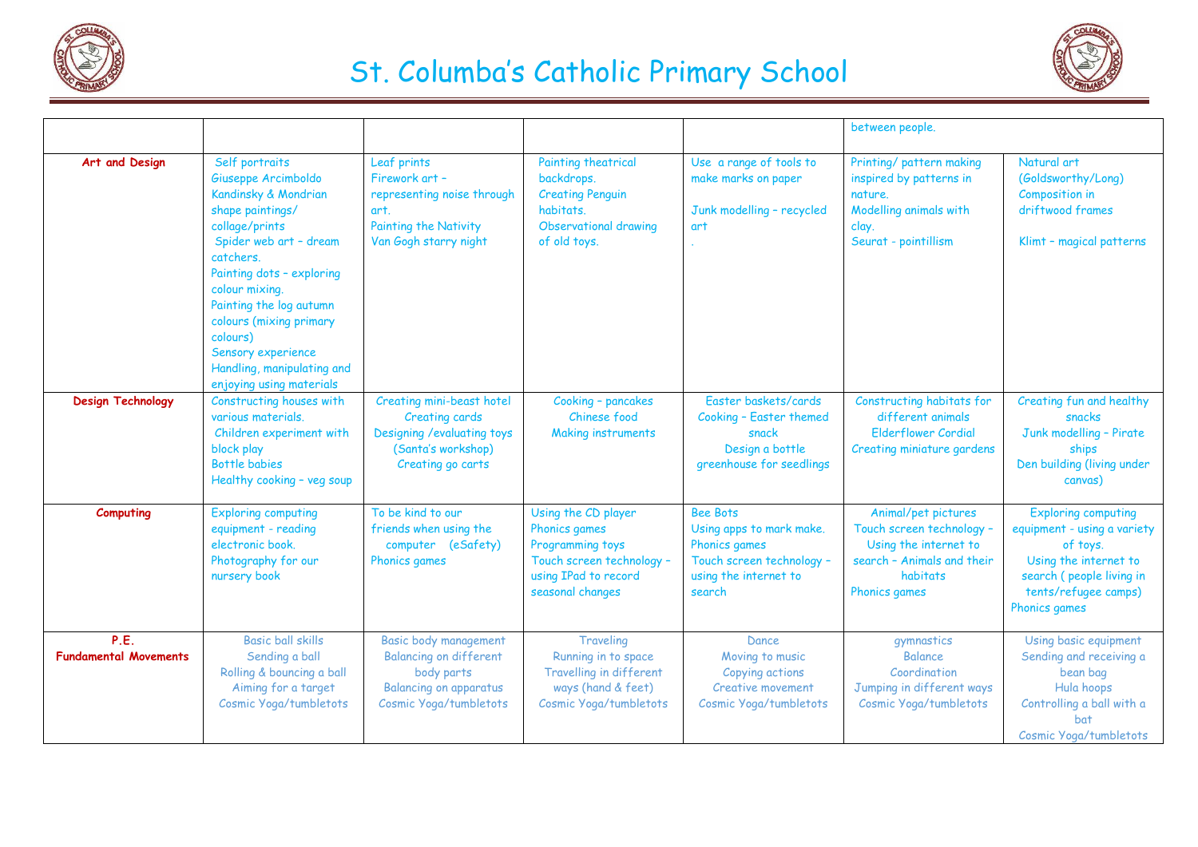# St. Columba's Catholic Primary School

| | | | | | | |
|---|---|---|---|---|---|---|
| | | | | | between people. | |
| **Art and Design** | Self portraits<br>Giuseppe Arcimboldo<br>Kandinsky & Mondrian shape paintings/ collage/prints<br>Spider web art – dream catchers.<br>Painting dots – exploring colour mixing.<br>Painting the log autumn colours (mixing primary colours)<br>Sensory experience<br>Handling, manipulating and enjoying using materials | Leaf prints<br>Firework art – representing noise through art.<br>Painting the Nativity<br>Van Gogh starry night | Painting theatrical backdrops.<br>Creating Penguin habitats.<br>Observational drawing of old toys. | Use a range of tools to make marks on paper<br><br>Junk modelling – recycled art<br>. | Printing/ pattern making inspired by patterns in nature.<br>Modelling animals with clay.<br>Seurat - pointillism | Natural art (Goldsworthy/Long)<br>Composition in driftwood frames<br><br>Klimt – magical patterns |
| **Design Technology** | Constructing houses with various materials.<br>Children experiment with block play<br>Bottle babies<br>Healthy cooking – veg soup | Creating mini-beast hotel<br>Creating cards<br>Designing /evaluating toys (Santa's workshop)<br>Creating go carts | Cooking – pancakes<br>Chinese food<br>Making instruments | Easter baskets/cards<br>Cooking – Easter themed snack<br>Design a bottle greenhouse for seedlings | Constructing habitats for different animals<br>Elderflower Cordial<br>Creating miniature gardens | Creating fun and healthy snacks<br>Junk modelling – Pirate ships<br>Den building (living under canvas) |
| **Computing** | Exploring computing equipment - reading electronic book.<br>Photography for our nursery book | To be kind to our friends when using the computer (eSafety)<br>Phonics games | Using the CD player<br>Phonics games<br>Programming toys<br>Touch screen technology – using IPad to record seasonal changes | Bee Bots<br>Using apps to mark make.<br>Phonics games<br>Touch screen technology – using the internet to search | Animal/pet pictures<br>Touch screen technology – Using the internet to search – Animals and their habitats<br>Phonics games | Exploring computing equipment - using a variety of toys.<br>Using the internet to search ( people living in tents/refugee camps)<br>Phonics games |
| **P.E.**<br>**Fundamental Movements** | Basic ball skills<br>Sending a ball<br>Rolling & bouncing a ball<br>Aiming for a target<br>Cosmic Yoga/tumbletots | Basic body management<br>Balancing on different body parts<br>Balancing on apparatus<br>Cosmic Yoga/tumbletots | Traveling<br>Running in to space<br>Travelling in different ways (hand & feet)<br>Cosmic Yoga/tumbletots | Dance<br>Moving to music<br>Copying actions<br>Creative movement<br>Cosmic Yoga/tumbletots | gymnastics<br>Balance<br>Coordination<br>Jumping in different ways<br>Cosmic Yoga/tumbletots | Using basic equipment<br>Sending and receiving a bean bag<br>Hula hoops<br>Controlling a ball with a bat<br>Cosmic Yoga/tumbletots |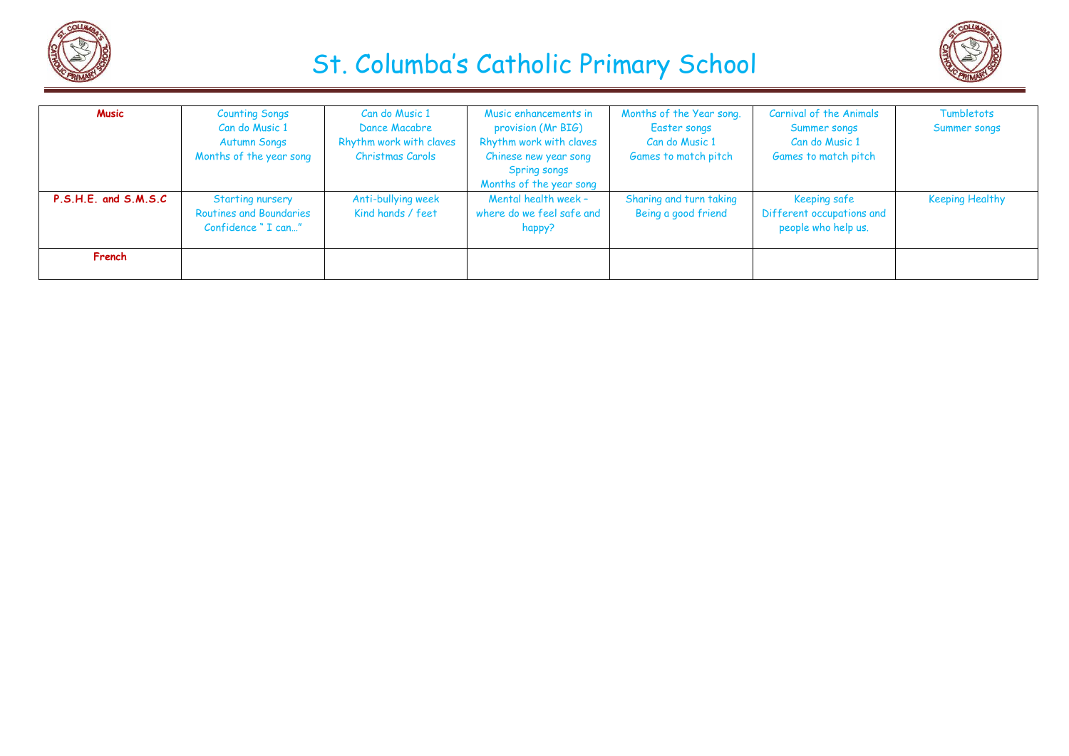# St. Columba's Catholic Primary School

| | | | | | | |
|---|---|---|---|---|---|---|
| **Music** | Counting Songs<br>Can do Music 1<br>Autumn Songs<br>Months of the year song | Can do Music 1<br>Dance Macabre<br>Rhythm work with claves<br>Christmas Carols | Music enhancements in provision (Mr BIG)<br>Rhythm work with claves<br>Chinese new year song<br>Spring songs<br>Months of the year song | Months of the Year song.<br>Easter songs<br>Can do Music 1<br>Games to match pitch | Carnival of the Animals<br>Summer songs<br>Can do Music 1<br>Games to match pitch | Tumbletots<br>Summer songs |
| **P.S.H.E. and S.M.S.C** | Starting nursery<br>Routines and Boundaries<br>Confidence " I can…" | Anti-bullying week<br>Kind hands / feet | Mental health week – where do we feel safe and happy? | Sharing and turn taking<br>Being a good friend | Keeping safe<br>Different occupations and people who help us. | Keeping Healthy |
| **French** | | | | | | |